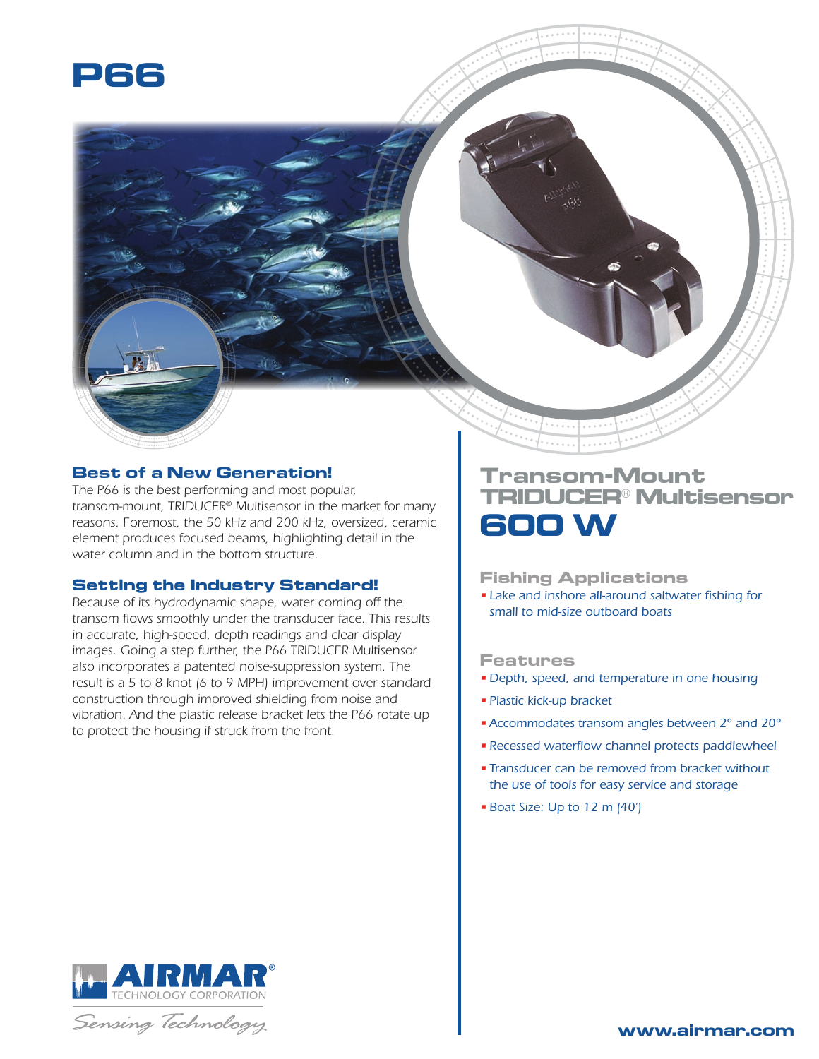# P66

## Best of a New Generation!

*The P66 is the best performing and most popular, transom-mount, TRIDUCER® Multisensor in the market for many reasons. Foremost, the 50 kHz and 200 kHz, oversized, ceramic element produces focused beams, highlighting detail in the water column and in the bottom structure.*

## Setting the Industry Standard!

*Because of its hydrodynamic shape, water coming off the transom flows smoothly under the transducer face. This results in accurate, high-speed, depth readings and clear display images. Going a step further, the P66 TRIDUCER Multisensor also incorporates a patented noise-suppression system. The result is a 5 to 8 knot (6 to 9 MPH) improvement over standard construction through improved shielding from noise and vibration. And the plastic release bracket lets the P66 rotate up to protect the housing if struck from the front.*

# Transom-Mount TRIDUCER® Multisensor

# 600 W

## Fishing Applications

- *Lake and inshore all-around saltwater fishing for small to mid-size outboard boats*

## Features

- *Depth, speed, and temperature in one housing*
- *Plastic kick-up bracket*
- *Accommodates transom angles between 2° and 20°*
- *Recessed waterflow channel protects paddlewheel*
- *Transducer can be removed from bracket without the use of tools for easy service and storage*
- *Boat Size: Up to 12 m (40')*

AIRMAR® TECHNOLOGY CORPORATION

*Sensing Technology*

**www.airmar.com**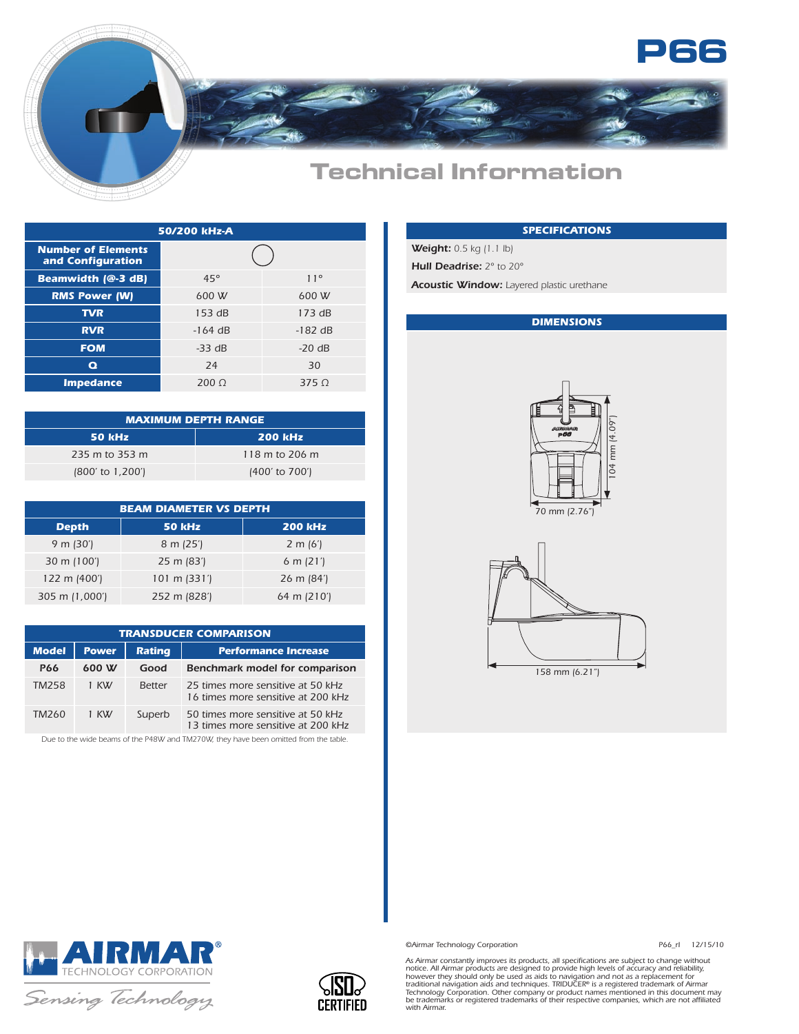# P66

## Technical Information

| 50/200 kHz-A | | |
|---|---|---|
| **Number of Elements and Configuration** | | |
| **Beamwidth (@-3 dB)** | 45° | 11° |
| **RMS Power (W)** | 600 W | 600 W |
| **TVR** | 153 dB | 173 dB |
| **RVR** | -164 dB | -182 dB |
| **FOM** | -33 dB | -20 dB |
| **Q** | 24 | 30 |
| **Impedance** | 200 Ω | 375 Ω |

| MAXIMUM DEPTH RANGE | |
|---|---|
| **50 kHz** | **200 kHz** |
| 235 m to 353 m | 118 m to 206 m |
| (800' to 1,200') | (400' to 700') |

| BEAM DIAMETER VS DEPTH | | |
|---|---|---|
| **Depth** | **50 kHz** | **200 kHz** |
| 9 m (30') | 8 m (25') | 2 m (6') |
| 30 m (100') | 25 m (83') | 6 m (21') |
| 122 m (400') | 101 m (331') | 26 m (84') |
| 305 m (1,000') | 252 m (828') | 64 m (210') |

| TRANSDUCER COMPARISON | | | |
|---|---|---|---|
| **Model** | **Power** | **Rating** | **Performance Increase** |
| **P66** | **600 W** | **Good** | **Benchmark model for comparison** |
| TM258 | 1 KW | Better | 25 times more sensitive at 50 kHz<br>16 times more sensitive at 200 kHz |
| TM260 | 1 KW | Superb | 50 times more sensitive at 50 kHz<br>13 times more sensitive at 200 kHz |

Due to the wide beams of the P48W and TM270W, they have been omitted from the table.

### SPECIFICATIONS

**Weight:** 0.5 kg (1.1 lb)

**Hull Deadrise:** 2° to 20°

**Acoustic Window:** Layered plastic urethane

### DIMENSIONS

104 mm (4.09")

70 mm (2.76")

158 mm (6.21")

AIRMAR® TECHNOLOGY CORPORATION

Sensing Technology

ISO CERTIFIED

©Airmar Technology Corporation P66_rl 12/15/10

As Airmar constantly improves its products, all specifications are subject to change without notice. All Airmar products are designed to provide high levels of accuracy and reliability, however they should only be used as aids to navigation and not as a replacement for traditional navigation aids and techniques. TRIDUCER® is a registered trademark of Airmar Technology Corporation. Other company or product names mentioned in this document may be trademarks or registered trademarks of their respective companies, which are not affiliated with Airmar.